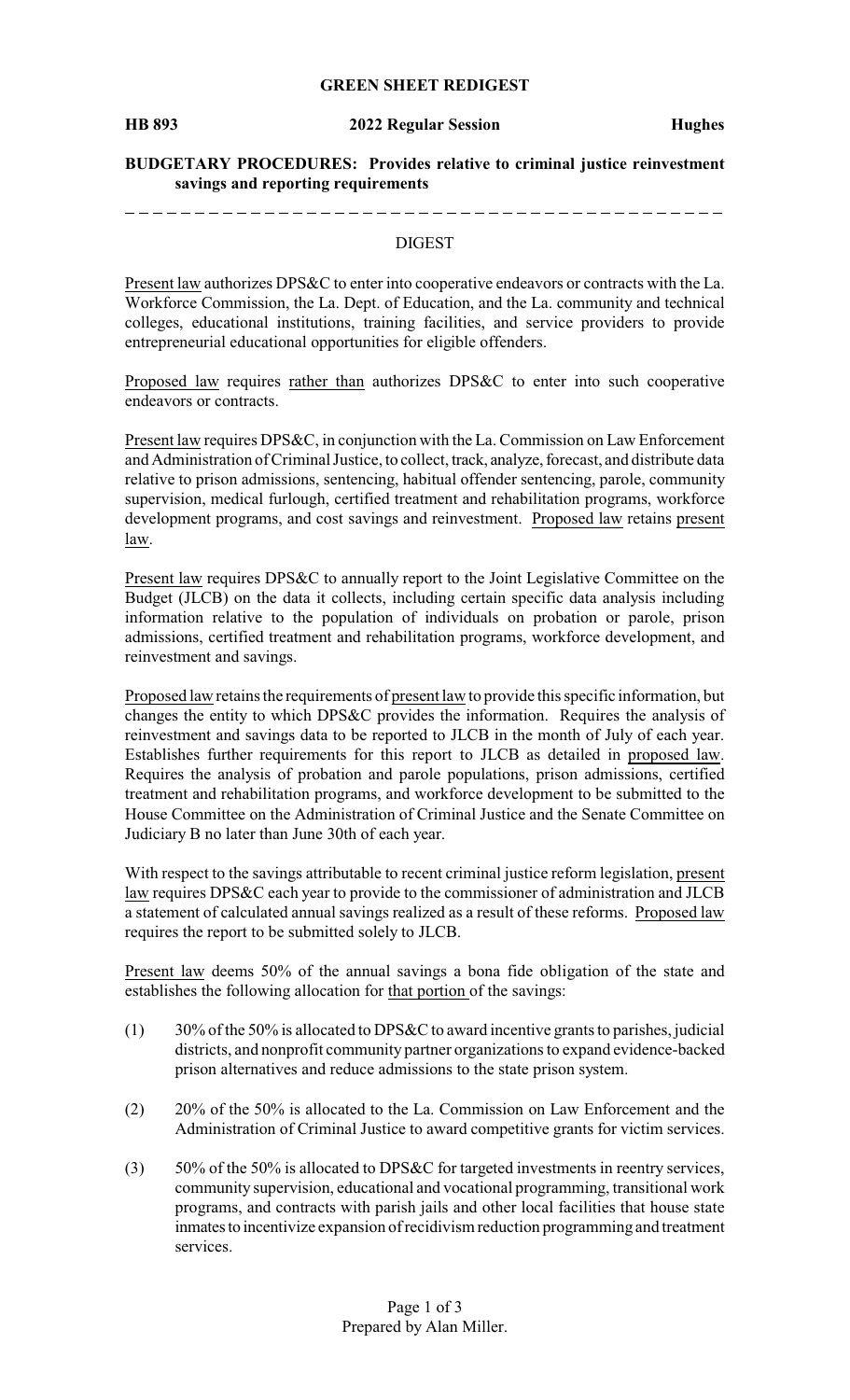**GREEN SHEET REDIGEST**

**HB 893** **2022 Regular Session** **Hughes**

**BUDGETARY PROCEDURES: Provides relative to criminal justice reinvestment savings and reporting requirements**

---

DIGEST

Present law authorizes DPS&C to enter into cooperative endeavors or contracts with the La. Workforce Commission, the La. Dept. of Education, and the La. community and technical colleges, educational institutions, training facilities, and service providers to provide entrepreneurial educational opportunities for eligible offenders.

Proposed law requires rather than authorizes DPS&C to enter into such cooperative endeavors or contracts.

Present law requires DPS&C, in conjunction with the La. Commission on Law Enforcement and Administration of Criminal Justice, to collect, track, analyze, forecast, and distribute data relative to prison admissions, sentencing, habitual offender sentencing, parole, community supervision, medical furlough, certified treatment and rehabilitation programs, workforce development programs, and cost savings and reinvestment. Proposed law retains present law.

Present law requires DPS&C to annually report to the Joint Legislative Committee on the Budget (JLCB) on the data it collects, including certain specific data analysis including information relative to the population of individuals on probation or parole, prison admissions, certified treatment and rehabilitation programs, workforce development, and reinvestment and savings.

Proposed law retains the requirements of present law to provide this specific information, but changes the entity to which DPS&C provides the information. Requires the analysis of reinvestment and savings data to be reported to JLCB in the month of July of each year. Establishes further requirements for this report to JLCB as detailed in proposed law. Requires the analysis of probation and parole populations, prison admissions, certified treatment and rehabilitation programs, and workforce development to be submitted to the House Committee on the Administration of Criminal Justice and the Senate Committee on Judiciary B no later than June 30th of each year.

With respect to the savings attributable to recent criminal justice reform legislation, present law requires DPS&C each year to provide to the commissioner of administration and JLCB a statement of calculated annual savings realized as a result of these reforms. Proposed law requires the report to be submitted solely to JLCB.

Present law deems 50% of the annual savings a bona fide obligation of the state and establishes the following allocation for that portion of the savings:

(1) 30% of the 50% is allocated to DPS&C to award incentive grants to parishes, judicial districts, and nonprofit community partner organizations to expand evidence-backed prison alternatives and reduce admissions to the state prison system.

(2) 20% of the 50% is allocated to the La. Commission on Law Enforcement and the Administration of Criminal Justice to award competitive grants for victim services.

(3) 50% of the 50% is allocated to DPS&C for targeted investments in reentry services, community supervision, educational and vocational programming, transitional work programs, and contracts with parish jails and other local facilities that house state inmates to incentivize expansion of recidivism reduction programming and treatment services.

Prepared by Alan Miller.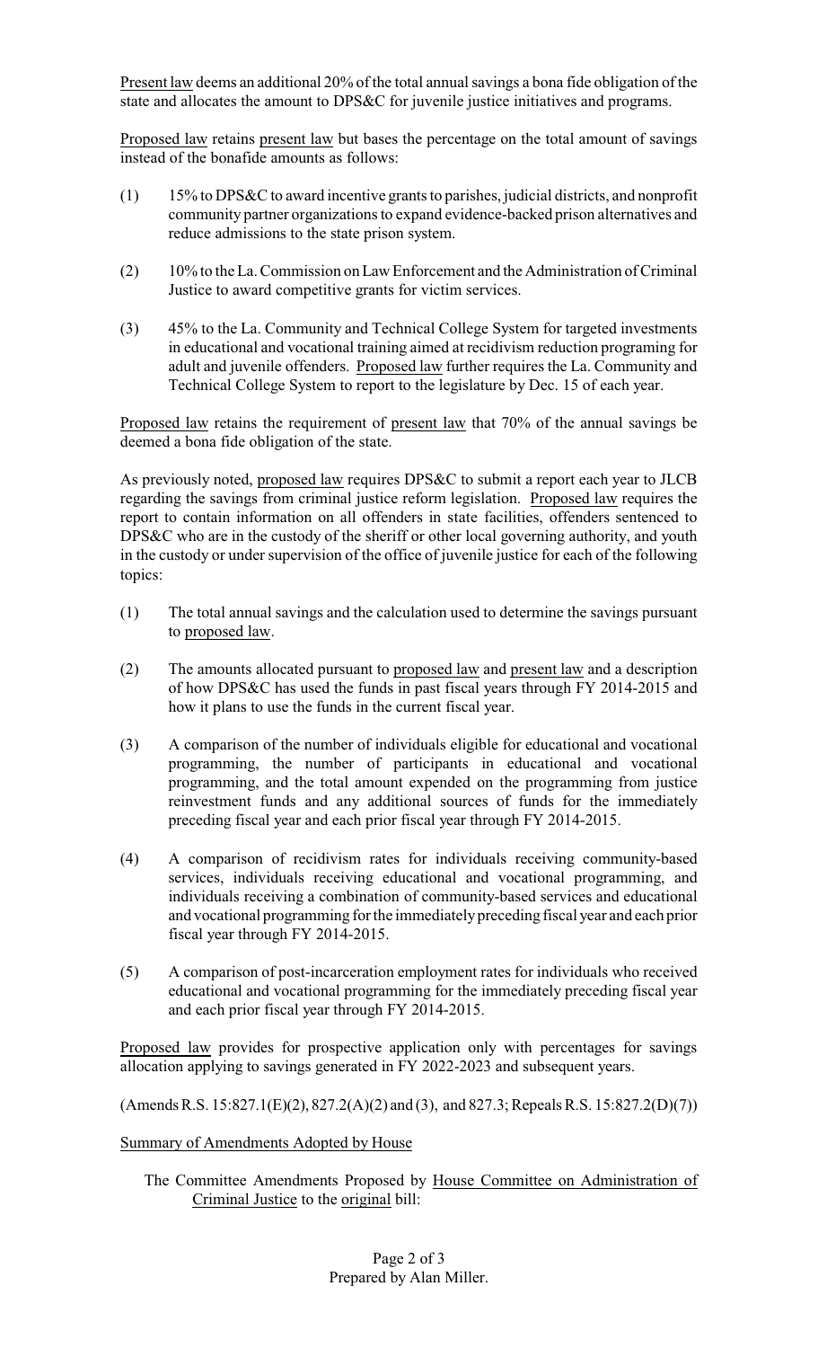Present law deems an additional 20% of the total annual savings a bona fide obligation of the state and allocates the amount to DPS&C for juvenile justice initiatives and programs.

Proposed law retains present law but bases the percentage on the total amount of savings instead of the bonafide amounts as follows:

(1) 15% to DPS&C to award incentive grants to parishes, judicial districts, and nonprofit community partner organizations to expand evidence-backed prison alternatives and reduce admissions to the state prison system.

(2) 10% to the La. Commission on Law Enforcement and the Administration of Criminal Justice to award competitive grants for victim services.

(3) 45% to the La. Community and Technical College System for targeted investments in educational and vocational training aimed at recidivism reduction programing for adult and juvenile offenders. Proposed law further requires the La. Community and Technical College System to report to the legislature by Dec. 15 of each year.

Proposed law retains the requirement of present law that 70% of the annual savings be deemed a bona fide obligation of the state.

As previously noted, proposed law requires DPS&C to submit a report each year to JLCB regarding the savings from criminal justice reform legislation. Proposed law requires the report to contain information on all offenders in state facilities, offenders sentenced to DPS&C who are in the custody of the sheriff or other local governing authority, and youth in the custody or under supervision of the office of juvenile justice for each of the following topics:

(1) The total annual savings and the calculation used to determine the savings pursuant to proposed law.

(2) The amounts allocated pursuant to proposed law and present law and a description of how DPS&C has used the funds in past fiscal years through FY 2014-2015 and how it plans to use the funds in the current fiscal year.

(3) A comparison of the number of individuals eligible for educational and vocational programming, the number of participants in educational and vocational programming, and the total amount expended on the programming from justice reinvestment funds and any additional sources of funds for the immediately preceding fiscal year and each prior fiscal year through FY 2014-2015.

(4) A comparison of recidivism rates for individuals receiving community-based services, individuals receiving educational and vocational programming, and individuals receiving a combination of community-based services and educational and vocational programming for the immediately preceding fiscal year and each prior fiscal year through FY 2014-2015.

(5) A comparison of post-incarceration employment rates for individuals who received educational and vocational programming for the immediately preceding fiscal year and each prior fiscal year through FY 2014-2015.

Proposed law provides for prospective application only with percentages for savings allocation applying to savings generated in FY 2022-2023 and subsequent years.

(Amends R.S. 15:827.1(E)(2), 827.2(A)(2) and (3), and 827.3; Repeals R.S. 15:827.2(D)(7))

Summary of Amendments Adopted by House

The Committee Amendments Proposed by House Committee on Administration of Criminal Justice to the original bill:

Prepared by Alan Miller.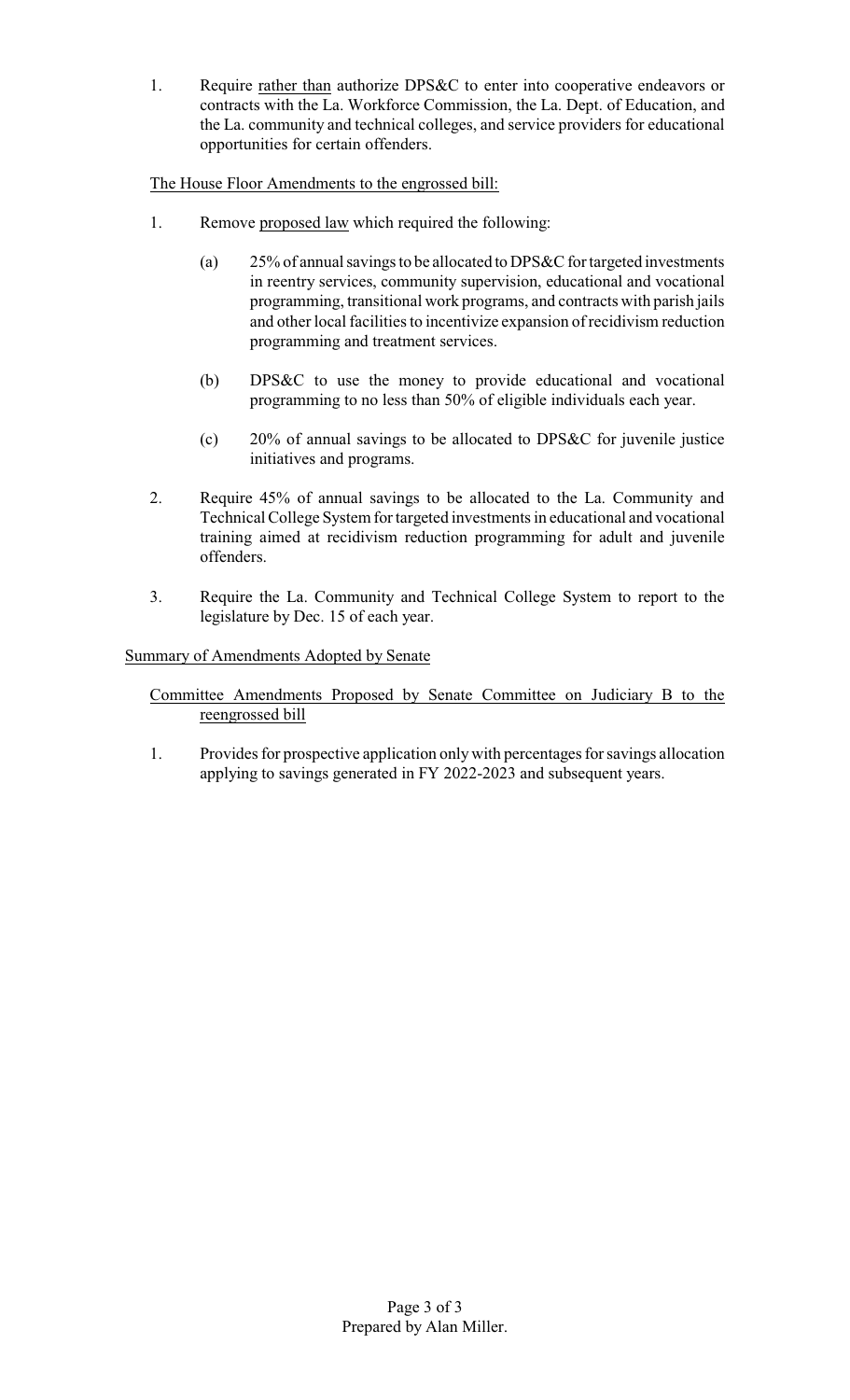1. Require rather than authorize DPS&C to enter into cooperative endeavors or contracts with the La. Workforce Commission, the La. Dept. of Education, and the La. community and technical colleges, and service providers for educational opportunities for certain offenders.

The House Floor Amendments to the engrossed bill:

1. Remove proposed law which required the following:

   (a) 25% of annual savings to be allocated to DPS&C for targeted investments in reentry services, community supervision, educational and vocational programming, transitional work programs, and contracts with parish jails and other local facilities to incentivize expansion of recidivism reduction programming and treatment services.

   (b) DPS&C to use the money to provide educational and vocational programming to no less than 50% of eligible individuals each year.

   (c) 20% of annual savings to be allocated to DPS&C for juvenile justice initiatives and programs.

2. Require 45% of annual savings to be allocated to the La. Community and Technical College System for targeted investments in educational and vocational training aimed at recidivism reduction programming for adult and juvenile offenders.

3. Require the La. Community and Technical College System to report to the legislature by Dec. 15 of each year.

Summary of Amendments Adopted by Senate

Committee Amendments Proposed by Senate Committee on Judiciary B to the reengrossed bill

1. Provides for prospective application only with percentages for savings allocation applying to savings generated in FY 2022-2023 and subsequent years.

Prepared by Alan Miller.